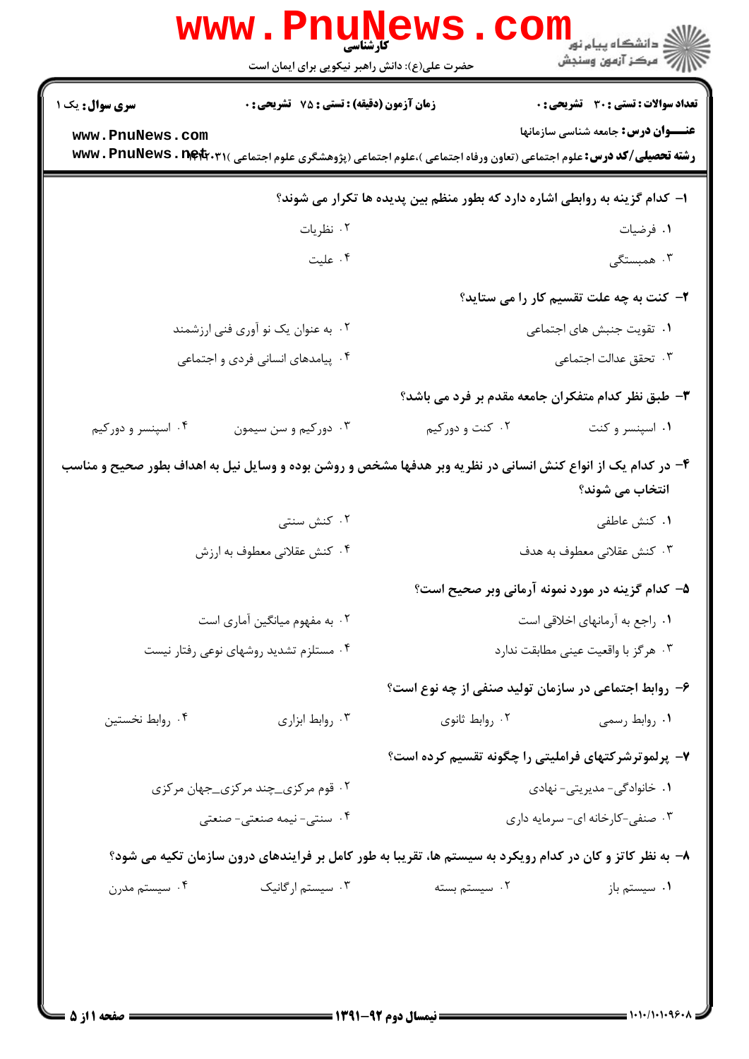کارشناسی

حضرت علی(ع): دانش راهبر نیکویی برای ایمان است

**سری سوال:** یک ۱

**زمان آزمون (دقیقه) : تستی : ۷۵ تشریحی : ۰**

**تعداد سوالات : تستی : ۳۰ تشریحی : ۰**

**عنـــوان درس:** جامعه شناسی سازمانها

**رشته تحصیلی/کد درس:** علوم اجتماعی (تعاون ورفاه اجتماعی )،علوم اجتماعی (پژوهشگری علوم اجتماعی )۱۲۲۲۰۳۱

**۱- کدام گزینه به روابطی اشاره دارد که بطور منظم بین پدیده ها تکرار می شوند؟**

۱. فرضیات
۲. نظریات
۳. همبستگی
۴. علیت

**۲- کنت به چه علت تقسیم کار را می ستاید؟**

۱. تقویت جنبش های اجتماعی
۲. به عنوان یک نو آوری فنی ارزشمند
۳. تحقق عدالت اجتماعی
۴. پیامدهای انسانی فردی و اجتماعی

**۳- طبق نظر کدام متفکران جامعه مقدم بر فرد می باشد؟**

۱. اسپنسر و کنت
۲. کنت و دورکیم
۳. دورکیم و سن سیمون
۴. اسپنسر و دورکیم

**۴- در کدام یک از انواع کنش انسانی در نظریه وبر هدفها مشخص و روشن بوده و وسایل نیل به اهداف بطور صحیح و مناسب انتخاب می شوند؟**

۱. کنش عاطفی
۲. کنش سنتی
۳. کنش عقلانی معطوف به هدف
۴. کنش عقلانی معطوف به ارزش

**۵- کدام گزینه در مورد نمونه آرمانی وبر صحیح است؟**

۱. راجع به آرمانهای اخلاقی است
۲. به مفهوم میانگین آماری است
۳. هرگز با واقعیت عینی مطابقت ندارد
۴. مستلزم تشدید روشهای نوعی رفتار نیست

**۶- روابط اجتماعی در سازمان تولید صنفی از چه نوع است؟**

۱. روابط رسمی
۲. روابط ثانوی
۳. روابط ابزاری
۴. روابط نخستین

**۷- پرلموترشرکتهای فراملیتی را چگونه تقسیم کرده است؟**

۱. خانوادگی- مدیریتی- نهادی
۲. قوم مرکزی_چند مرکزی_جهان مرکزی
۳. صنفی-کارخانه ای- سرمایه داری
۴. سنتی- نیمه صنعتی- صنعتی

**۸- به نظر کاتز و کان در کدام رویکرد به سیستم ها، تقریبا به طور کامل بر فرایندهای درون سازمان تکیه می شود؟**

۱. سیستم باز
۲. سیستم بسته
۳. سیستم ارگانیک
۴. سیستم مدرن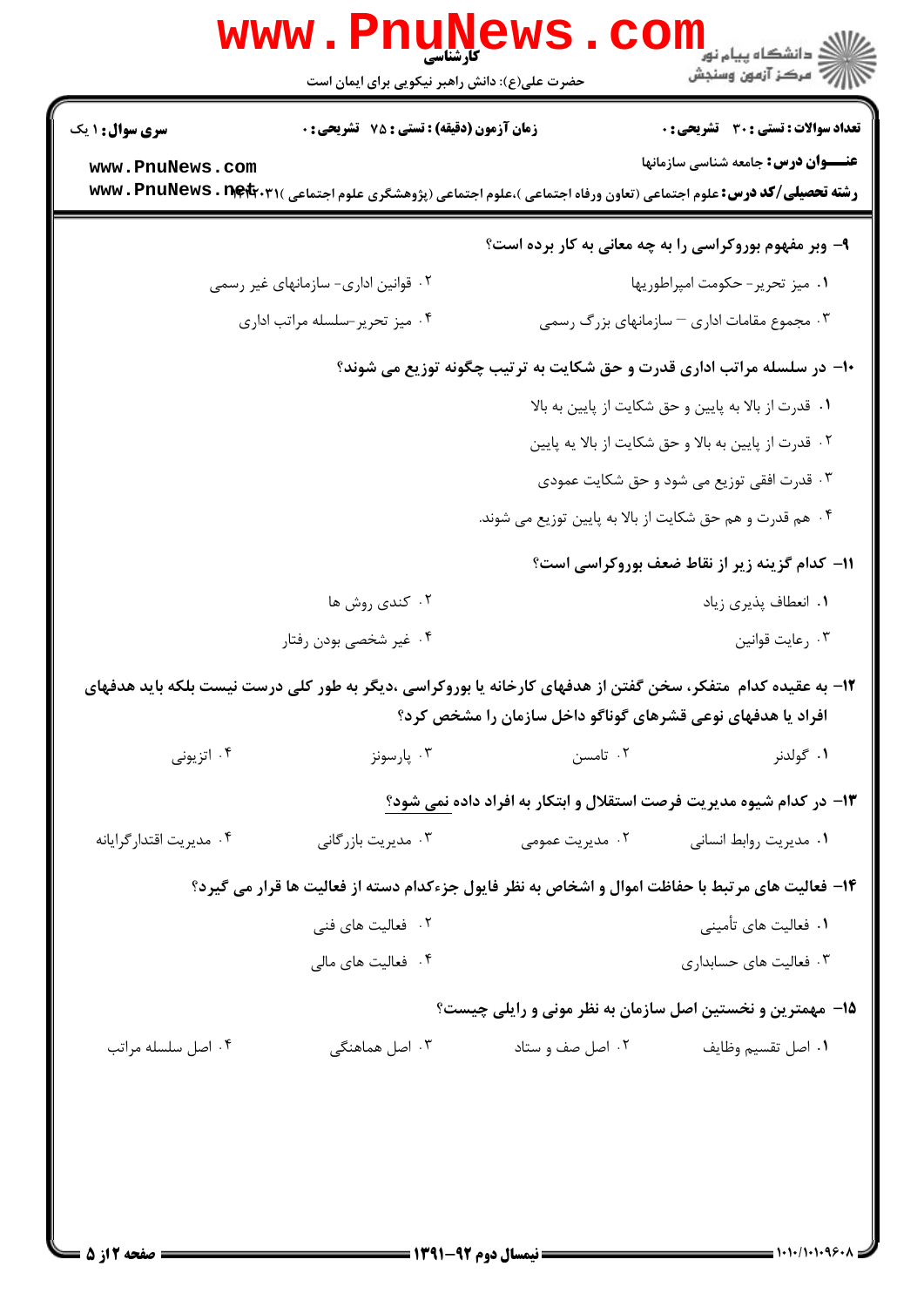۹- وبر مفهوم بوروکراسی را به چه معانی به کار برده است؟

۱. میز تحریر- حکومت امپراطوریها

۲. قوانین اداری- سازمانهای غیر رسمی

۳. مجموع مقامات اداری – سازمانهای بزرگ رسمی

۴. میز تحریر-سلسله مراتب اداری

۱۰- در سلسله مراتب اداری قدرت و حق شکایت به ترتیب چگونه توزیع می شوند؟

۱. قدرت از بالا به پایین و حق شکایت از پایین به بالا

۲. قدرت از پایین به بالا و حق شکایت از بالا به پایین

۳. قدرت افقی توزیع می شود و حق شکایت عمودی

۴. هم قدرت و هم حق شکایت از بالا به پایین توزیع می شوند.

۱۱- کدام گزینه زیر از نقاط ضعف بوروکراسی است؟

۱. انعطاف پذیری زیاد

۲. کندی روش ها

۳. رعایت قوانین

۴. غیر شخصی بودن رفتار

۱۲- به عقیده کدام متفکر، سخن گفتن از هدفهای کارخانه یا بوروکراسی ،دیگر به طور کلی درست نیست بلکه باید هدفهای افراد یا هدفهای نوعی قشرهای گوناگو داخل سازمان را مشخص کرد؟

۱. گولدنر

۲. تامسن

۳. پارسونز

۴. اتزیونی

۱۳- در کدام شیوه مدیریت فرصت استقلال و ابتکار به افراد داده نمی شود؟

۱. مدیریت روابط انسانی

۲. مدیریت عمومی

۳. مدیریت بازرگانی

۴. مدیریت اقتدارگرایانه

۱۴- فعالیت های مرتبط با حفاظت اموال و اشخاص به نظر فایول جزءکدام دسته از فعالیت ها قرار می گیرد؟

۱. فعالیت های تأمینی

۲. فعالیت های فنی

۳. فعالیت های حسابداری

۴. فعالیت های مالی

۱۵- مهمترین و نخستین اصل سازمان به نظر مونی و رایلی چیست؟

۱. اصل تقسیم وظایف

۲. اصل صف و ستاد

۳. اصل هماهنگی

۴. اصل سلسله مراتب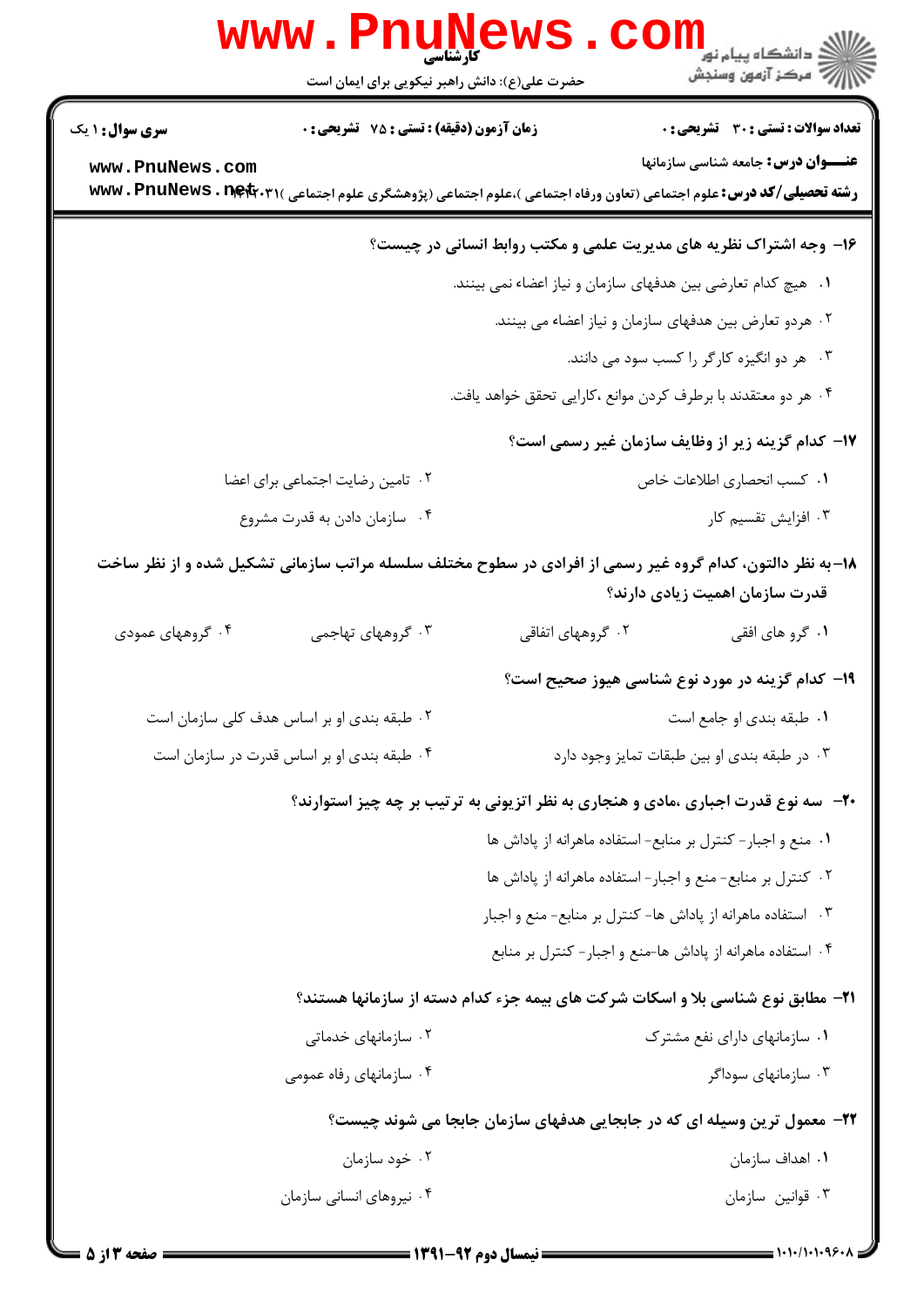**تعداد سوالات : تستی : ۳۰ تشریحی : ۰** | **زمان آزمون (دقیقه) : تستی : ۷۵ تشریحی : ۰** | **سری سوال : ۱ یک**

**عنـــوان درس:** جامعه شناسی سازمانها

**رشته تحصیلی/کد درس:** علوم اجتماعی (تعاون ورفاه اجتماعی )،علوم اجتماعی (پژوهشگری علوم اجتماعی )۱۲۲۲۰۳۱

**۱۶- وجه اشتراک نظریه های مدیریت علمی و مکتب روابط انسانی در چیست؟**

۱. هیچ کدام تعارضی بین هدفهای سازمان و نیاز اعضاء نمی بینند.

۲. هردو تعارض بین هدفهای سازمان و نیاز اعضاء می بینند.

۳. هر دو انگیزه کارگر را کسب سود می دانند.

۴. هر دو معتقدند با برطرف کردن موانع ،کارایی تحقق خواهد یافت.

**۱۷- کدام گزینه زیر از وظایف سازمان غیر رسمی است؟**

۱. کسب انحصاری اطلاعات خاص

۲. تامین رضایت اجتماعی برای اعضا

۳. افزایش تقسیم کار

۴. سازمان دادن به قدرت مشروع

**۱۸-به نظر دالتون، کدام گروه غیر رسمی از افرادی در سطوح مختلف سلسله مراتب سازمانی تشکیل شده و از نظر ساخت قدرت سازمان اهمیت زیادی دارند؟**

۱. گرو های افقی

۲. گروههای اتفاقی

۳. گروههای تهاجمی

۴. گروههای عمودی

**۱۹- کدام گزینه در مورد نوع شناسی هیوز صحیح است؟**

۱. طبقه بندی او جامع است

۲. طبقه بندی او بر اساس هدف کلی سازمان است

۳. در طبقه بندی او بین طبقات تمایز وجود دارد

۴. طبقه بندی او بر اساس قدرت در سازمان است

**۲۰- سه نوع قدرت اجباری ،مادی و هنجاری به نظر اتزیونی به ترتیب بر چه چیز استوارند؟**

۱. منع و اجبار- کنترل بر منابع- استفاده ماهرانه از پاداش ها

۲. کنترل بر منابع- منع و اجبار- استفاده ماهرانه از پاداش ها

۳. استفاده ماهرانه از پاداش ها- کنترل بر منابع- منع و اجبار

۴. استفاده ماهرانه از پاداش ها-منع و اجبار- کنترل بر منابع

**۲۱- مطابق نوع شناسی بلا و اسکات شرکت های بیمه جزء کدام دسته از سازمانها هستند؟**

۱. سازمانهای دارای نفع مشترک

۲. سازمانهای خدماتی

۳. سازمانهای سوداگر

۴. سازمانهای رفاه عمومی

**۲۲- معمول ترین وسیله ای که در جابجایی هدفهای سازمان جابجا می شوند چیست؟**

۱. اهداف سازمان

۲. خود سازمان

۳. قوانین سازمان

۴. نیروهای انسانی سازمان

نیمسال دوم ۹۲-۱۳۹۱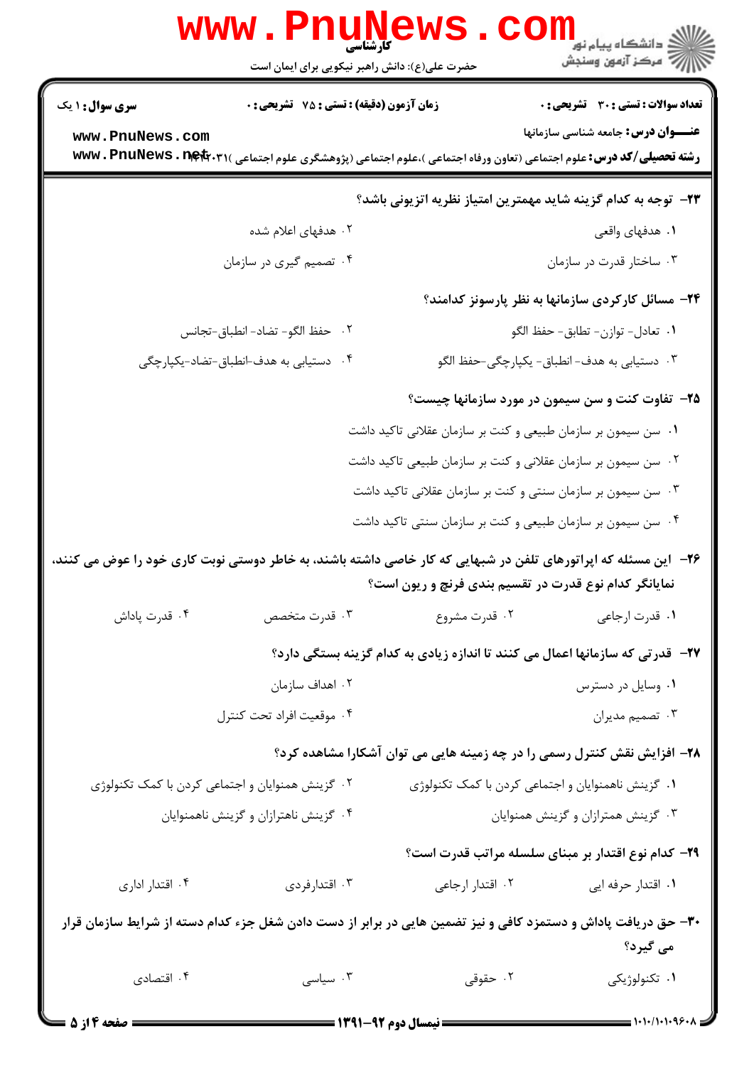۲۳- توجه به کدام گزینه شاید مهمترین امتیاز نظریه اتزیونی باشد؟

۱. هدفهای واقعی

۲. هدفهای اعلام شده

۳. ساختار قدرت در سازمان

۴. تصمیم گیری در سازمان

۲۴- مسائل کارکردی سازمانها به نظر پارسونز کدامند؟

۱. تعادل- توازن- تطابق- حفظ الگو

۲. حفظ الگو- تضاد- انطباق-تجانس

۳. دستیابی به هدف- انطباق- یکپارچگی-حفظ الگو

۴. دستیابی به هدف-انطباق-تضاد-یکپارچگی

۲۵- تفاوت کنت و سن سیمون در مورد سازمانها چیست؟

۱. سن سیمون بر سازمان طبیعی و کنت بر سازمان عقلانی تاکید داشت

۲. سن سیمون بر سازمان عقلانی و کنت بر سازمان طبیعی تاکید داشت

۳. سن سیمون بر سازمان سنتی و کنت بر سازمان عقلانی تاکید داشت

۴. سن سیمون بر سازمان طبیعی و کنت بر سازمان سنتی تاکید داشت

۲۶- این مسئله که اپراتورهای تلفن در شبهایی که کار خاصی داشته باشند، به خاطر دوستی نوبت کاری خود را عوض می کنند، نمایانگر کدام نوع قدرت در تقسیم بندی فرنچ و ریون است؟

۱. قدرت ارجاعی

۲. قدرت مشروع

۳. قدرت متخصص

۴. قدرت پاداش

۲۷- قدرتی که سازمانها اعمال می کنند تا اندازه زیادی به کدام گزینه بستگی دارد؟

۱. وسایل در دسترس

۲. اهداف سازمان

۳. تصمیم مدیران

۴. موقعیت افراد تحت کنترل

۲۸- افزایش نقش کنترل رسمی را در چه زمینه هایی می توان آشکارا مشاهده کرد؟

۱. گزینش ناهمنوایان و اجتماعی کردن با کمک تکنولوژی

۲. گزینش همنوایان و اجتماعی کردن با کمک تکنولوژی

۳. گزینش همترازان و گزینش همنوایان

۴. گزینش ناهترازان و گزینش ناهمنوایان

۲۹- کدام نوع اقتدار بر مبنای سلسله مراتب قدرت است؟

۱. اقتدار حرفه ایی

۲. اقتدار ارجاعی

۳. اقتدارفردی

۴. اقتدار اداری

۳۰- حق دریافت پاداش و دستمزد کافی و نیز تضمین هایی در برابر از دست دادن شغل جزء کدام دسته از شرایط سازمان قرار می گیرد؟

۱. تکنولوژیکی

۲. حقوقی

۳. سیاسی

۴. اقتصادی